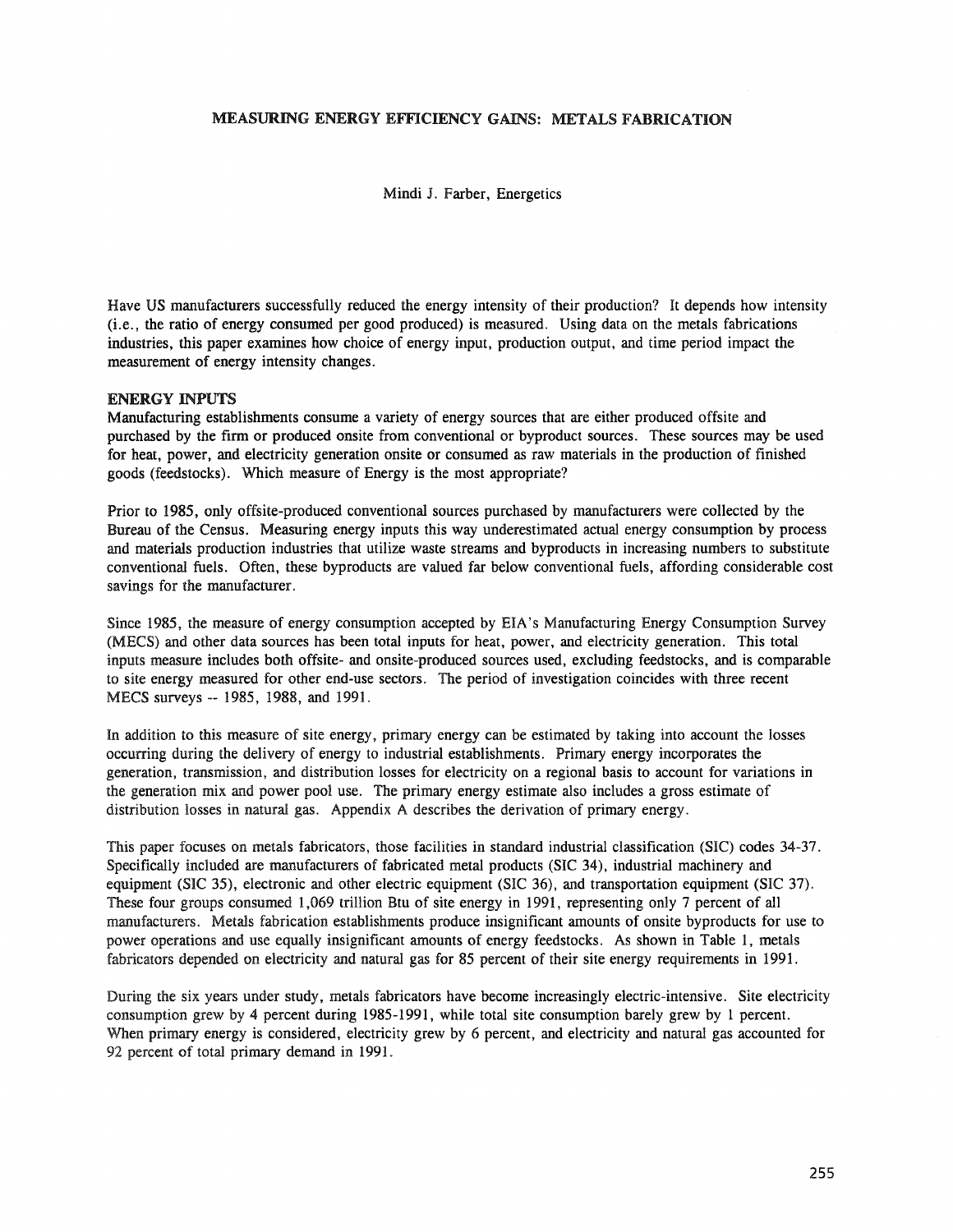# MEASURING ENERGY EFFICIENCY GAINS: METALS FABRICATION

Mindi J. Farber, Energetics

Have US manufacturers successfully reduced the energy intensity of their production? It depends how intensity (i.e., the ratio of energy consumed per good produced) is measured. Using data on the metals fabrications industries, this paper examines how choice of energy input, production output, and time period impact the measurement of energy intensity changes.

## ENERGY INPUTS

Manufacturing establishments consume a variety of energy sources that are either produced offsite and purchased by the firm or produced onsite from conventional or byproduct sources. These sources may be used for heat, power, and electricity generation onsite or consumed as raw materials in the production of finished goods (feedstocks). Which measure of Energy is the most appropriate?

Prior to 1985, only offsite-produced conventional sources purchased by manufacturers were collected by the Bureau of the Census. Measuring energy inputs this way underestimated actual energy consumption by process and materials production industries that utilize waste streams and byproducts in increasing numbers to substitute conventional fuels. Often, these byproducts are valued far below conventional fuels, affording considerable cost savings for the manufacturer.

Since 1985, the measure of energy consumption accepted by EIA's Manufacturing Energy Consumption Survey (MECS) and other data sources has been total inputs for heat, power, and electricity generation. This total inputs measure includes both offsite- and onsite-produced sources used, excluding feedstocks, and is comparable to site energy measured for other end-use sectors. The period of investigation coincides with three recent MECS surveys -- 1985, 1988, and 1991.

In addition to this measure of site energy, primary energy can be estimated by taking into account the losses occurring during the delivery of energy to industrial establishments. Primary energy incorporates the generation, transmission, and distribution losses for electricity on a regional basis to account for variations in the generation mix and power pool use. The primary energy estimate also includes a gross estimate of distribution losses in natural gas. Appendix A describes the derivation of primary energy.

This paper focuses on metals fabricators, those facilities in standard industrial classification (SIC) codes 34-37. Specifically included are manufacturers of fabricated metal products (SIC 34), industrial machinery and equipment (SIC 35), electronic and other electric equipment (SIC 36), and transportation equipment (SIC 37). These four groups consumed 1,069 trillion Btu of site energy in 1991, representing only 7 percent of all manufacturers. Metals fabrication establishments produce insignificant amounts of onsite byproducts for use to power operations and use equally insignificant amounts of energy feedstocks. As shown in Table 1, metals fabricators depended on electricity and natural gas for 85 percent of their site energy requirements in 1991.

During the six years under study, metals fabricators have become increasingly electric-intensive. Site electricity consumption grew by 4 percent during 1985-1991, while total site consumption barely grew by 1 percent. When primary energy is considered, electricity grew by 6 percent, and electricity and natural gas accounted for 92 percent of total primary demand in 1991.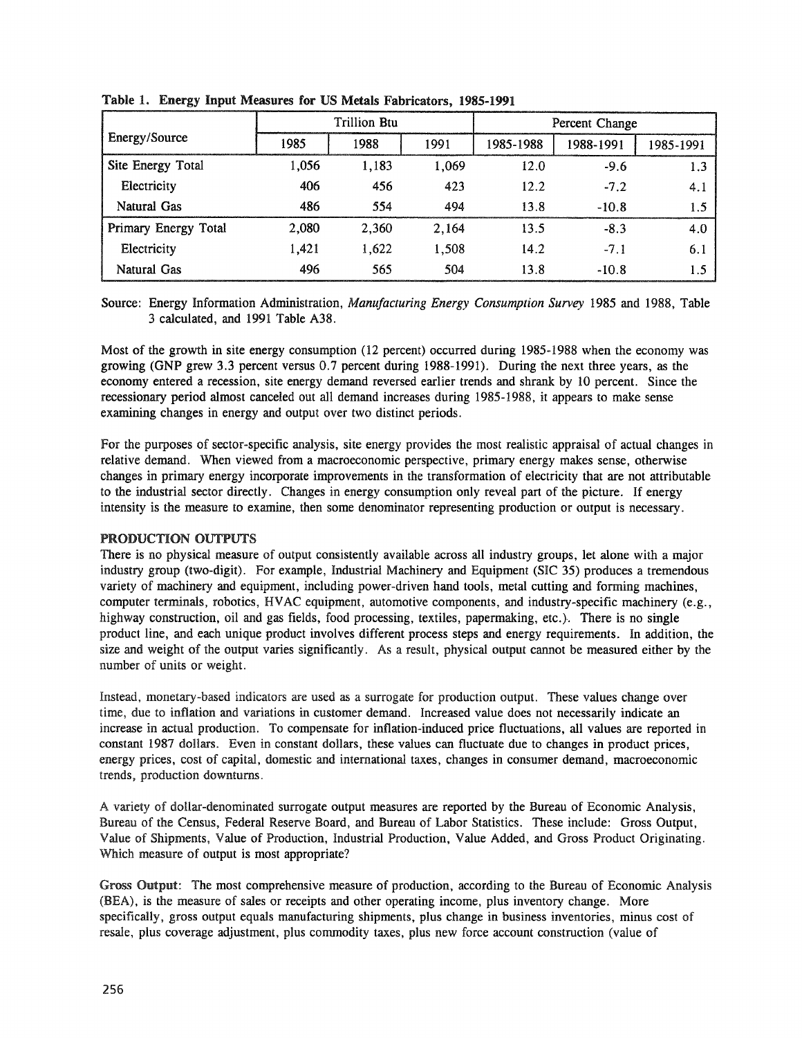**Table 1. Energy Input Measures for US Metals Fabricators, 1985-1991**

| Energy/Source | Trillion Btu | | | Percent Change | | |
|---|---|---|---|---|---|---|
| | 1985 | 1988 | 1991 | 1985-1988 | 1988-1991 | 1985-1991 |
| Site Energy Total | 1,056 | 1,183 | 1,069 | 12.0 | -9.6 | 1.3 |
| Electricity | 406 | 456 | 423 | 12.2 | -7.2 | 4.1 |
| Natural Gas | 486 | 554 | 494 | 13.8 | -10.8 | 1.5 |
| Primary Energy Total | 2,080 | 2,360 | 2,164 | 13.5 | -8.3 | 4.0 |
| Electricity | 1,421 | 1,622 | 1,508 | 14.2 | -7.1 | 6.1 |
| Natural Gas | 496 | 565 | 504 | 13.8 | -10.8 | 1.5 |

Source: Energy Information Administration, *Manufacturing Energy Consumption Survey* 1985 and 1988, Table 3 calculated, and 1991 Table A38.

Most of the growth in site energy consumption (12 percent) occurred during 1985-1988 when the economy was growing (GNP grew 3.3 percent versus 0.7 percent during 1988-1991). During the next three years, as the economy entered a recession, site energy demand reversed earlier trends and shrank by 10 percent. Since the recessionary period almost canceled out all demand increases during 1985-1988, it appears to make sense examining changes in energy and output over two distinct periods.

For the purposes of sector-specific analysis, site energy provides the most realistic appraisal of actual changes in relative demand. When viewed from a macroeconomic perspective, primary energy makes sense, otherwise changes in primary energy incorporate improvements in the transformation of electricity that are not attributable to the industrial sector directly. Changes in energy consumption only reveal part of the picture. If energy intensity is the measure to examine, then some denominator representing production or output is necessary.

## PRODUCTION OUTPUTS

There is no physical measure of output consistently available across all industry groups, let alone with a major industry group (two-digit). For example, Industrial Machinery and Equipment (SIC 35) produces a tremendous variety of machinery and equipment, including power-driven hand tools, metal cutting and forming machines, computer terminals, robotics, HVAC equipment, automotive components, and industry-specific machinery (e.g., highway construction, oil and gas fields, food processing, textiles, papermaking, etc.). There is no single product line, and each unique product involves different process steps and energy requirements. In addition, the size and weight of the output varies significantly. As a result, physical output cannot be measured either by the number of units or weight.

Instead, monetary-based indicators are used as a surrogate for production output. These values change over time, due to inflation and variations in customer demand. Increased value does not necessarily indicate an increase in actual production. To compensate for inflation-induced price fluctuations, all values are reported in constant 1987 dollars. Even in constant dollars, these values can fluctuate due to changes in product prices, energy prices, cost of capital, domestic and international taxes, changes in consumer demand, macroeconomic trends, production downturns.

A variety of dollar-denominated surrogate output measures are reported by the Bureau of Economic Analysis, Bureau of the Census, Federal Reserve Board, and Bureau of Labor Statistics. These include: Gross Output, Value of Shipments, Value of Production, Industrial Production, Value Added, and Gross Product Originating. Which measure of output is most appropriate?

**Gross Output**: The most comprehensive measure of production, according to the Bureau of Economic Analysis (BEA), is the measure of sales or receipts and other operating income, plus inventory change. More specifically, gross output equals manufacturing shipments, plus change in business inventories, minus cost of resale, plus coverage adjustment, plus commodity taxes, plus new force account construction (value of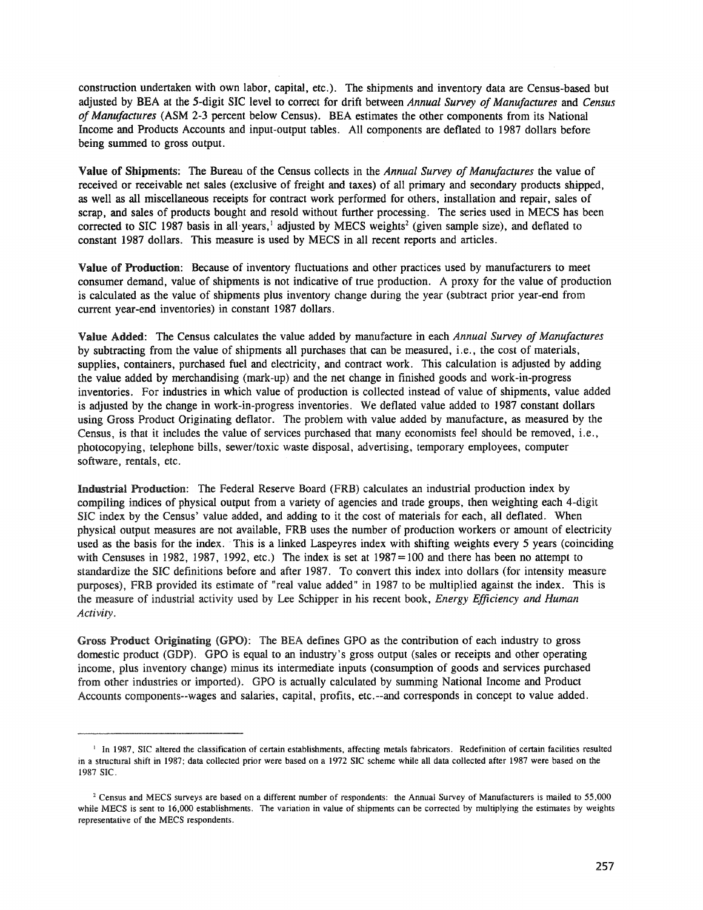construction undertaken with own labor, capital, etc.). The shipments and inventory data are Census-based but adjusted by BEA at the 5-digit SIC level to correct for drift between *Annual Survey of Manufactures* and *Census of Manufactures* (ASM 2-3 percent below Census). BEA estimates the other components from its National Income and Products Accounts and input-output tables. All components are deflated to 1987 dollars before being summed to gross output.

**Value of Shipments**: The Bureau of the Census collects in the *Annual Survey of Manufactures* the value of received or receivable net sales (exclusive of freight and taxes) of all primary and secondary products shipped, as well as all miscellaneous receipts for contract work performed for others, installation and repair, sales of scrap, and sales of products bought and resold without further processing. The series used in MECS has been corrected to SIC 1987 basis in all years,[1] adjusted by MECS weights[2] (given sample size), and deflated to constant 1987 dollars. This measure is used by MECS in all recent reports and articles.

**Value of Production**: Because of inventory fluctuations and other practices used by manufacturers to meet consumer demand, value of shipments is not indicative of true production. A proxy for the value of production is calculated as the value of shipments plus inventory change during the year (subtract prior year-end from current year-end inventories) in constant 1987 dollars.

**Value Added**: The Census calculates the value added by manufacture in each *Annual Survey of Manufactures* by subtracting from the value of shipments all purchases that can be measured, i.e., the cost of materials, supplies, containers, purchased fuel and electricity, and contract work. This calculation is adjusted by adding the value added by merchandising (mark-up) and the net change in finished goods and work-in-progress inventories. For industries in which value of production is collected instead of value of shipments, value added is adjusted by the change in work-in-progress inventories. We deflated value added to 1987 constant dollars using Gross Product Originating deflator. The problem with value added by manufacture, as measured by the Census, is that it includes the value of services purchased that many economists feel should be removed, i.e., photocopying, telephone bills, sewer/toxic waste disposal, advertising, temporary employees, computer software, rentals, etc.

**Industrial Production**: The Federal Reserve Board (FRB) calculates an industrial production index by compiling indices of physical output from a variety of agencies and trade groups, then weighting each 4-digit SIC index by the Census' value added, and adding to it the cost of materials for each, all deflated. When physical output measures are not available, FRB uses the number of production workers or amount of electricity used as the basis for the index. This is a linked Laspeyres index with shifting weights every 5 years (coinciding with Censuses in 1982, 1987, 1992, etc.) The index is set at 1987=100 and there has been no attempt to standardize the SIC definitions before and after 1987. To convert this index into dollars (for intensity measure purposes), FRB provided its estimate of "real value added" in 1987 to be multiplied against the index. This is the measure of industrial activity used by Lee Schipper in his recent book, *Energy Efficiency and Human Activity*.

**Gross Product Originating (GPO)**: The BEA defines GPO as the contribution of each industry to gross domestic product (GDP). GPO is equal to an industry's gross output (sales or receipts and other operating income, plus inventory change) minus its intermediate inputs (consumption of goods and services purchased from other industries or imported). GPO is actually calculated by summing National Income and Product Accounts components--wages and salaries, capital, profits, etc.--and corresponds in concept to value added.

---

[1] In 1987, SIC altered the classification of certain establishments, affecting metals fabricators. Redefinition of certain facilities resulted in a structural shift in 1987; data collected prior were based on a 1972 SIC scheme while all data collected after 1987 were based on the 1987 SIC.

[2] Census and MECS surveys are based on a different number of respondents: the Annual Survey of Manufacturers is mailed to 55,000 while MECS is sent to 16,000 establishments. The variation in value of shipments can be corrected by multiplying the estimates by weights representative of the MECS respondents.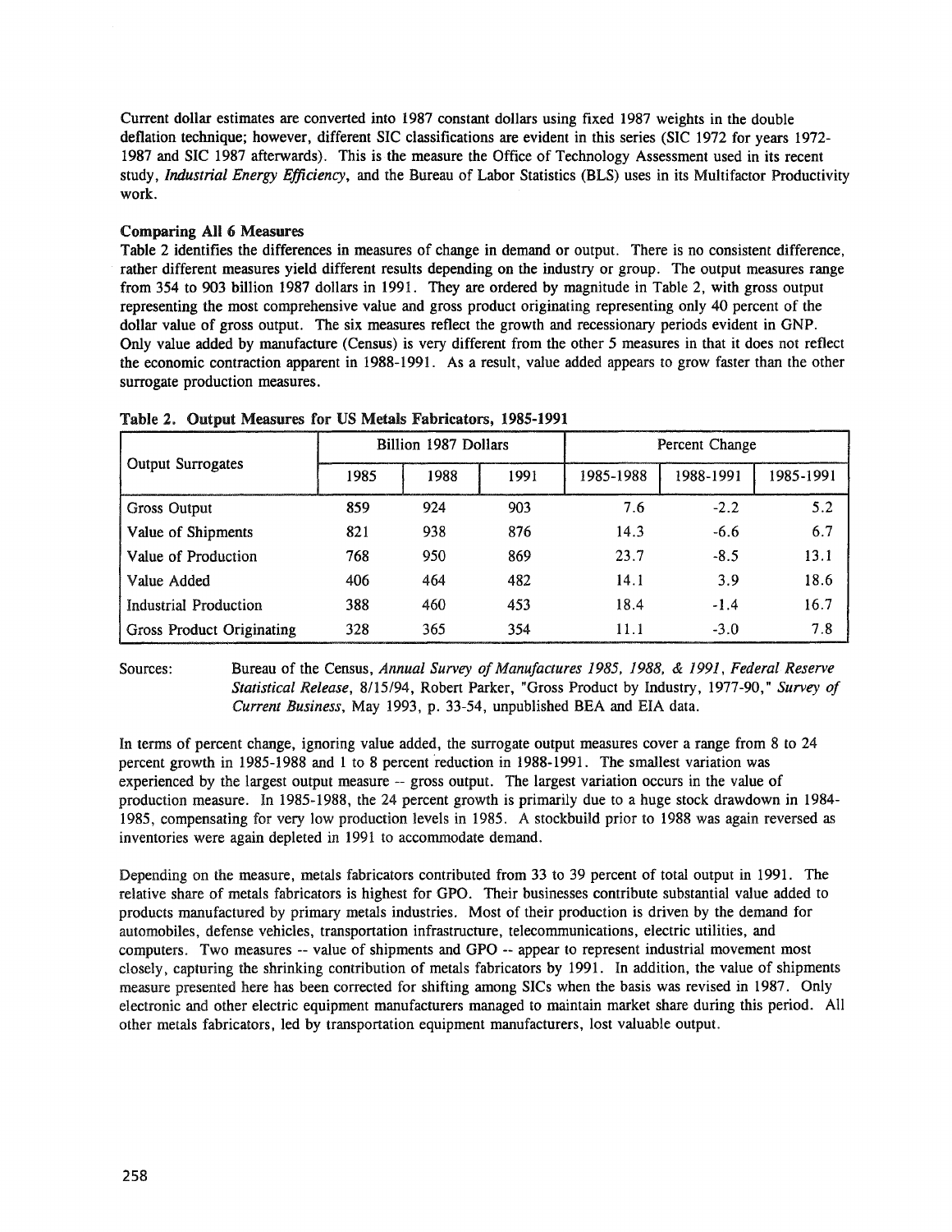Current dollar estimates are converted into 1987 constant dollars using fixed 1987 weights in the double deflation technique; however, different SIC classifications are evident in this series (SIC 1972 for years 1972-1987 and SIC 1987 afterwards). This is the measure the Office of Technology Assessment used in its recent study, *Industrial Energy Efficiency*, and the Bureau of Labor Statistics (BLS) uses in its Multifactor Productivity work.

**Comparing All 6 Measures**

Table 2 identifies the differences in measures of change in demand or output. There is no consistent difference, rather different measures yield different results depending on the industry or group. The output measures range from 354 to 903 billion 1987 dollars in 1991. They are ordered by magnitude in Table 2, with gross output representing the most comprehensive value and gross product originating representing only 40 percent of the dollar value of gross output. The six measures reflect the growth and recessionary periods evident in GNP. Only value added by manufacture (Census) is very different from the other 5 measures in that it does not reflect the economic contraction apparent in 1988-1991. As a result, value added appears to grow faster than the other surrogate production measures.

**Table 2. Output Measures for US Metals Fabricators, 1985-1991**

| Output Surrogates | Billion 1987 Dollars | | | Percent Change | | |
|---|---|---|---|---|---|---|
| | 1985 | 1988 | 1991 | 1985-1988 | 1988-1991 | 1985-1991 |
| Gross Output | 859 | 924 | 903 | 7.6 | -2.2 | 5.2 |
| Value of Shipments | 821 | 938 | 876 | 14.3 | -6.6 | 6.7 |
| Value of Production | 768 | 950 | 869 | 23.7 | -8.5 | 13.1 |
| Value Added | 406 | 464 | 482 | 14.1 | 3.9 | 18.6 |
| Industrial Production | 388 | 460 | 453 | 18.4 | -1.4 | 16.7 |
| Gross Product Originating | 328 | 365 | 354 | 11.1 | -3.0 | 7.8 |

Sources: Bureau of the Census, *Annual Survey of Manufactures 1985, 1988, & 1991*, *Federal Reserve Statistical Release*, 8/15/94, Robert Parker, "Gross Product by Industry, 1977-90," *Survey of Current Business*, May 1993, p. 33-54, unpublished BEA and EIA data.

In terms of percent change, ignoring value added, the surrogate output measures cover a range from 8 to 24 percent growth in 1985-1988 and 1 to 8 percent reduction in 1988-1991. The smallest variation was experienced by the largest output measure -- gross output. The largest variation occurs in the value of production measure. In 1985-1988, the 24 percent growth is primarily due to a huge stock drawdown in 1984-1985, compensating for very low production levels in 1985. A stockbuild prior to 1988 was again reversed as inventories were again depleted in 1991 to accommodate demand.

Depending on the measure, metals fabricators contributed from 33 to 39 percent of total output in 1991. The relative share of metals fabricators is highest for GPO. Their businesses contribute substantial value added to products manufactured by primary metals industries. Most of their production is driven by the demand for automobiles, defense vehicles, transportation infrastructure, telecommunications, electric utilities, and computers. Two measures -- value of shipments and GPO -- appear to represent industrial movement most closely, capturing the shrinking contribution of metals fabricators by 1991. In addition, the value of shipments measure presented here has been corrected for shifting among SICs when the basis was revised in 1987. Only electronic and other electric equipment manufacturers managed to maintain market share during this period. All other metals fabricators, led by transportation equipment manufacturers, lost valuable output.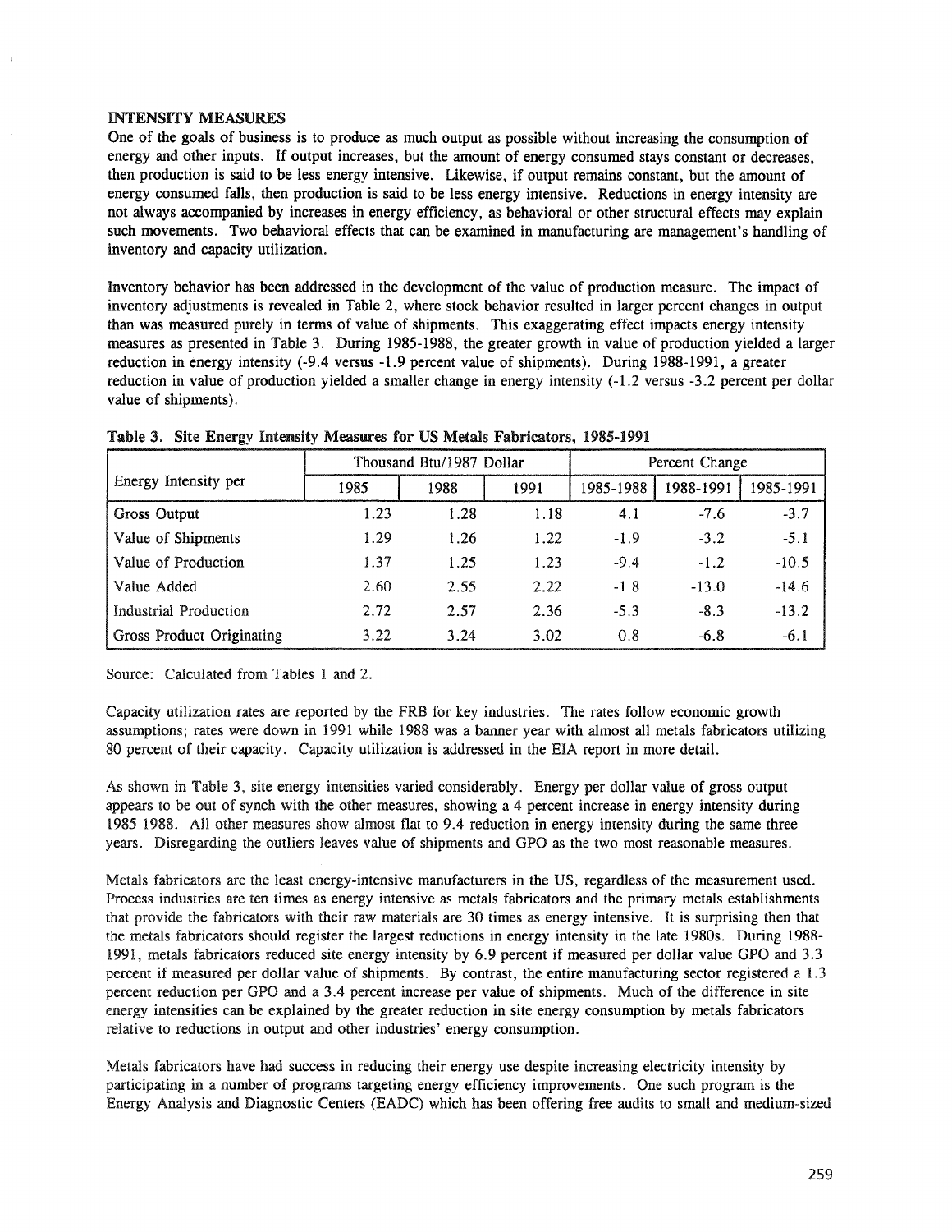## INTENSITY MEASURES

One of the goals of business is to produce as much output as possible without increasing the consumption of energy and other inputs. If output increases, but the amount of energy consumed stays constant or decreases, then production is said to be less energy intensive. Likewise, if output remains constant, but the amount of energy consumed falls, then production is said to be less energy intensive. Reductions in energy intensity are not always accompanied by increases in energy efficiency, as behavioral or other structural effects may explain such movements. Two behavioral effects that can be examined in manufacturing are management's handling of inventory and capacity utilization.

Inventory behavior has been addressed in the development of the value of production measure. The impact of inventory adjustments is revealed in Table 2, where stock behavior resulted in larger percent changes in output than was measured purely in terms of value of shipments. This exaggerating effect impacts energy intensity measures as presented in Table 3. During 1985-1988, the greater growth in value of production yielded a larger reduction in energy intensity (-9.4 versus -1.9 percent value of shipments). During 1988-1991, a greater reduction in value of production yielded a smaller change in energy intensity (-1.2 versus -3.2 percent per dollar value of shipments).

**Table 3. Site Energy Intensity Measures for US Metals Fabricators, 1985-1991**

| Energy Intensity per | Thousand Btu/1987 Dollar | | | Percent Change | | |
|---|---|---|---|---|---|---|
| | 1985 | 1988 | 1991 | 1985-1988 | 1988-1991 | 1985-1991 |
| Gross Output | 1.23 | 1.28 | 1.18 | 4.1 | -7.6 | -3.7 |
| Value of Shipments | 1.29 | 1.26 | 1.22 | -1.9 | -3.2 | -5.1 |
| Value of Production | 1.37 | 1.25 | 1.23 | -9.4 | -1.2 | -10.5 |
| Value Added | 2.60 | 2.55 | 2.22 | -1.8 | -13.0 | -14.6 |
| Industrial Production | 2.72 | 2.57 | 2.36 | -5.3 | -8.3 | -13.2 |
| Gross Product Originating | 3.22 | 3.24 | 3.02 | 0.8 | -6.8 | -6.1 |

Source: Calculated from Tables 1 and 2.

Capacity utilization rates are reported by the FRB for key industries. The rates follow economic growth assumptions; rates were down in 1991 while 1988 was a banner year with almost all metals fabricators utilizing 80 percent of their capacity. Capacity utilization is addressed in the EIA report in more detail.

As shown in Table 3, site energy intensities varied considerably. Energy per dollar value of gross output appears to be out of synch with the other measures, showing a 4 percent increase in energy intensity during 1985-1988. All other measures show almost flat to 9.4 reduction in energy intensity during the same three years. Disregarding the outliers leaves value of shipments and GPO as the two most reasonable measures.

Metals fabricators are the least energy-intensive manufacturers in the US, regardless of the measurement used. Process industries are ten times as energy intensive as metals fabricators and the primary metals establishments that provide the fabricators with their raw materials are 30 times as energy intensive. It is surprising then that the metals fabricators should register the largest reductions in energy intensity in the late 1980s. During 1988-1991, metals fabricators reduced site energy intensity by 6.9 percent if measured per dollar value GPO and 3.3 percent if measured per dollar value of shipments. By contrast, the entire manufacturing sector registered a 1.3 percent reduction per GPO and a 3.4 percent increase per value of shipments. Much of the difference in site energy intensities can be explained by the greater reduction in site energy consumption by metals fabricators relative to reductions in output and other industries' energy consumption.

Metals fabricators have had success in reducing their energy use despite increasing electricity intensity by participating in a number of programs targeting energy efficiency improvements. One such program is the Energy Analysis and Diagnostic Centers (EADC) which has been offering free audits to small and medium-sized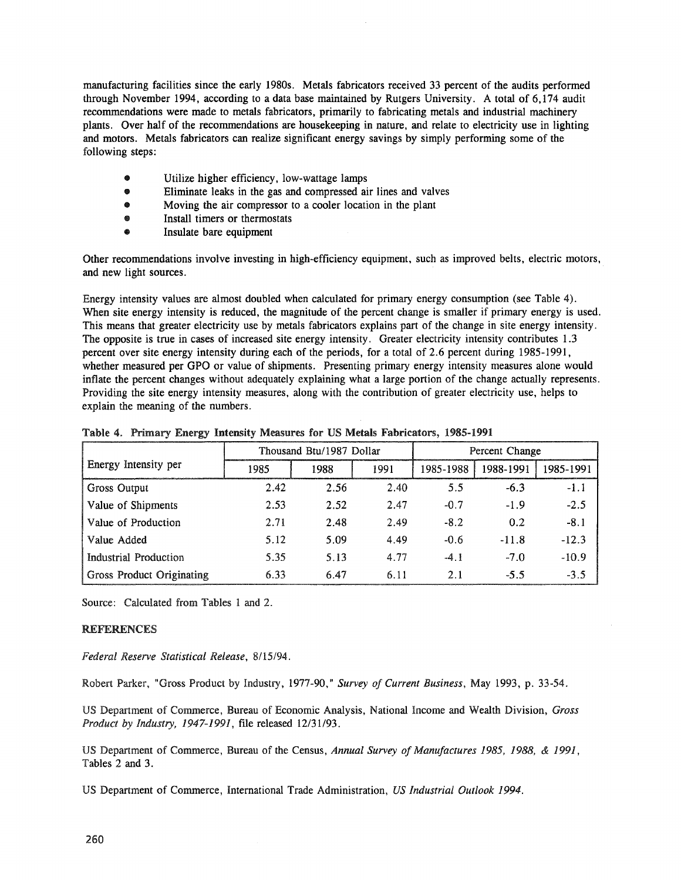manufacturing facilities since the early 1980s. Metals fabricators received 33 percent of the audits performed through November 1994, according to a data base maintained by Rutgers University. A total of 6,174 audit recommendations were made to metals fabricators, primarily to fabricating metals and industrial machinery plants. Over half of the recommendations are housekeeping in nature, and relate to electricity use in lighting and motors. Metals fabricators can realize significant energy savings by simply performing some of the following steps:

- Utilize higher efficiency, low-wattage lamps
- Eliminate leaks in the gas and compressed air lines and valves
- Moving the air compressor to a cooler location in the plant
- Install timers or thermostats
- Insulate bare equipment

Other recommendations involve investing in high-efficiency equipment, such as improved belts, electric motors, and new light sources.

Energy intensity values are almost doubled when calculated for primary energy consumption (see Table 4). When site energy intensity is reduced, the magnitude of the percent change is smaller if primary energy is used. This means that greater electricity use by metals fabricators explains part of the change in site energy intensity. The opposite is true in cases of increased site energy intensity. Greater electricity intensity contributes 1.3 percent over site energy intensity during each of the periods, for a total of 2.6 percent during 1985-1991, whether measured per GPO or value of shipments. Presenting primary energy intensity measures alone would inflate the percent changes without adequately explaining what a large portion of the change actually represents. Providing the site energy intensity measures, along with the contribution of greater electricity use, helps to explain the meaning of the numbers.

**Table 4. Primary Energy Intensity Measures for US Metals Fabricators, 1985-1991**

| Energy Intensity per | Thousand Btu/1987 Dollar | | | Percent Change | | |
|---|---|---|---|---|---|---|
| | 1985 | 1988 | 1991 | 1985-1988 | 1988-1991 | 1985-1991 |
| Gross Output | 2.42 | 2.56 | 2.40 | 5.5 | -6.3 | -1.1 |
| Value of Shipments | 2.53 | 2.52 | 2.47 | -0.7 | -1.9 | -2.5 |
| Value of Production | 2.71 | 2.48 | 2.49 | -8.2 | 0.2 | -8.1 |
| Value Added | 5.12 | 5.09 | 4.49 | -0.6 | -11.8 | -12.3 |
| Industrial Production | 5.35 | 5.13 | 4.77 | -4.1 | -7.0 | -10.9 |
| Gross Product Originating | 6.33 | 6.47 | 6.11 | 2.1 | -5.5 | -3.5 |

Source: Calculated from Tables 1 and 2.

## REFERENCES

*Federal Reserve Statistical Release*, 8/15/94.

Robert Parker, "Gross Product by Industry, 1977-90," *Survey of Current Business*, May 1993, p. 33-54.

US Department of Commerce, Bureau of Economic Analysis, National Income and Wealth Division, *Gross Product by Industry, 1947-1991*, file released 12/31/93.

US Department of Commerce, Bureau of the Census, *Annual Survey of Manufactures 1985, 1988, & 1991*, Tables 2 and 3.

US Department of Commerce, International Trade Administration, *US Industrial Outlook 1994*.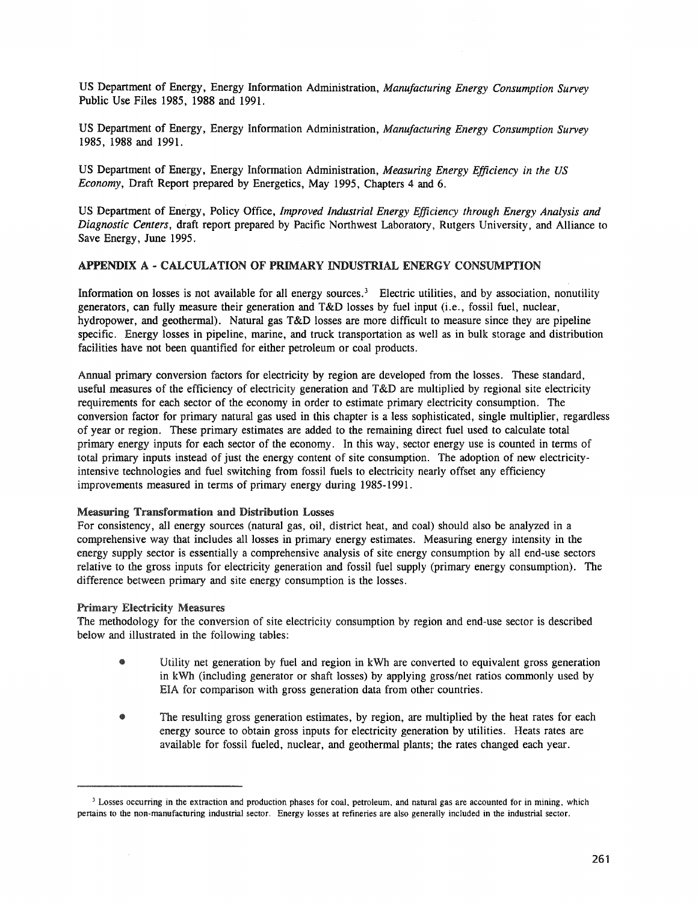US Department of Energy, Energy Information Administration, *Manufacturing Energy Consumption Survey* Public Use Files 1985, 1988 and 1991.

US Department of Energy, Energy Information Administration, *Manufacturing Energy Consumption Survey* 1985, 1988 and 1991.

US Department of Energy, Energy Information Administration, *Measuring Energy Efficiency in the US Economy*, Draft Report prepared by Energetics, May 1995, Chapters 4 and 6.

US Department of Energy, Policy Office, *Improved Industrial Energy Efficiency through Energy Analysis and Diagnostic Centers*, draft report prepared by Pacific Northwest Laboratory, Rutgers University, and Alliance to Save Energy, June 1995.

## APPENDIX A - CALCULATION OF PRIMARY INDUSTRIAL ENERGY CONSUMPTION

Information on losses is not available for all energy sources.[3] Electric utilities, and by association, nonutility generators, can fully measure their generation and T&D losses by fuel input (i.e., fossil fuel, nuclear, hydropower, and geothermal). Natural gas T&D losses are more difficult to measure since they are pipeline specific. Energy losses in pipeline, marine, and truck transportation as well as in bulk storage and distribution facilities have not been quantified for either petroleum or coal products.

Annual primary conversion factors for electricity by region are developed from the losses. These standard, useful measures of the efficiency of electricity generation and T&D are multiplied by regional site electricity requirements for each sector of the economy in order to estimate primary electricity consumption. The conversion factor for primary natural gas used in this chapter is a less sophisticated, single multiplier, regardless of year or region. These primary estimates are added to the remaining direct fuel used to calculate total primary energy inputs for each sector of the economy. In this way, sector energy use is counted in terms of total primary inputs instead of just the energy content of site consumption. The adoption of new electricity-intensive technologies and fuel switching from fossil fuels to electricity nearly offset any efficiency improvements measured in terms of primary energy during 1985-1991.

### Measuring Transformation and Distribution Losses

For consistency, all energy sources (natural gas, oil, district heat, and coal) should also be analyzed in a comprehensive way that includes all losses in primary energy estimates. Measuring energy intensity in the energy supply sector is essentially a comprehensive analysis of site energy consumption by all end-use sectors relative to the gross inputs for electricity generation and fossil fuel supply (primary energy consumption). The difference between primary and site energy consumption is the losses.

### Primary Electricity Measures

The methodology for the conversion of site electricity consumption by region and end-use sector is described below and illustrated in the following tables:

- Utility net generation by fuel and region in kWh are converted to equivalent gross generation in kWh (including generator or shaft losses) by applying gross/net ratios commonly used by EIA for comparison with gross generation data from other countries.

- The resulting gross generation estimates, by region, are multiplied by the heat rates for each energy source to obtain gross inputs for electricity generation by utilities. Heats rates are available for fossil fueled, nuclear, and geothermal plants; the rates changed each year.

---

[3] Losses occurring in the extraction and production phases for coal, petroleum, and natural gas are accounted for in mining, which pertains to the non-manufacturing industrial sector. Energy losses at refineries are also generally included in the industrial sector.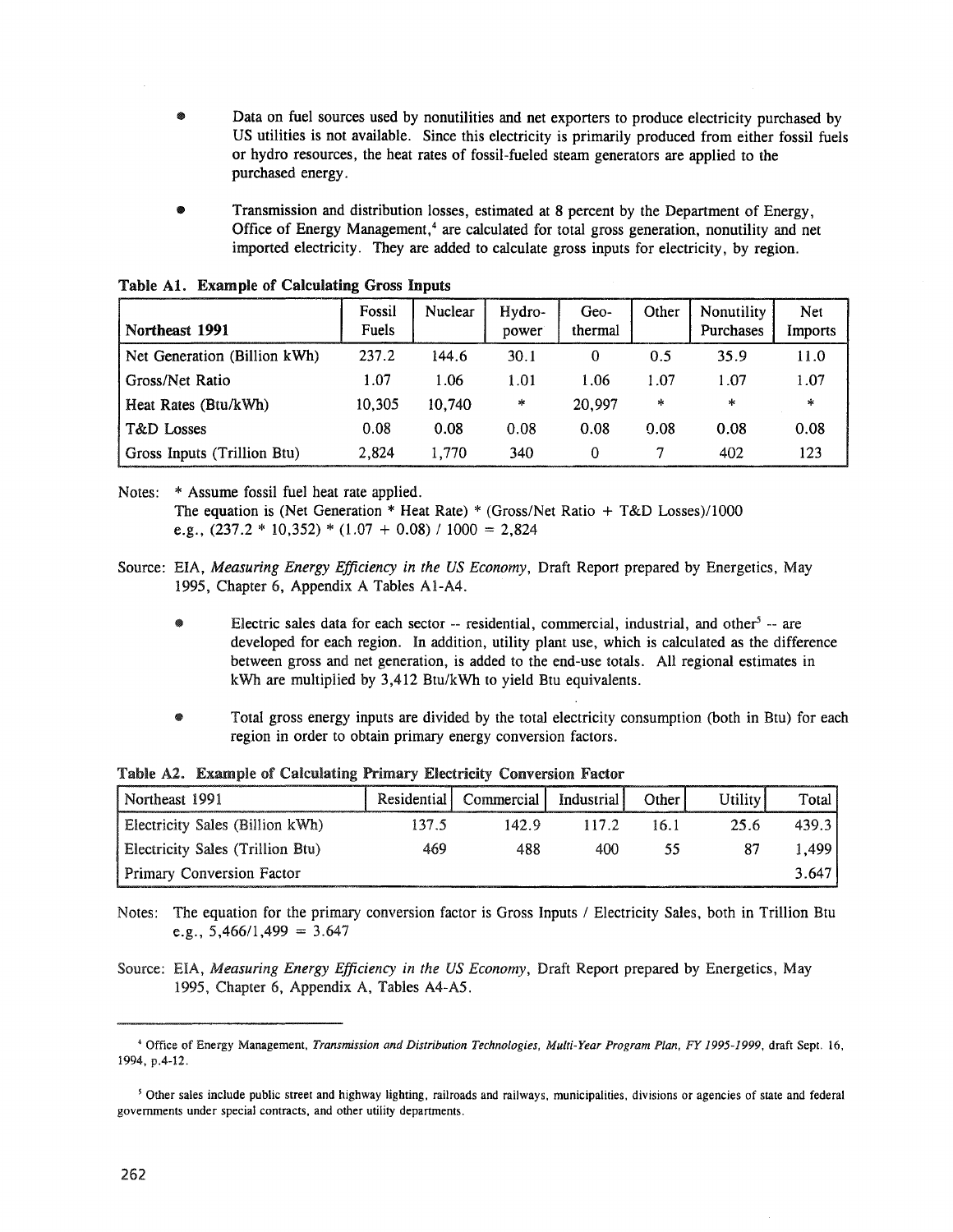- Data on fuel sources used by nonutilities and net exporters to produce electricity purchased by US utilities is not available. Since this electricity is primarily produced from either fossil fuels or hydro resources, the heat rates of fossil-fueled steam generators are applied to the purchased energy.

- Transmission and distribution losses, estimated at 8 percent by the Department of Energy, Office of Energy Management,[4] are calculated for total gross generation, nonutility and net imported electricity. They are added to calculate gross inputs for electricity, by region.

**Table A1. Example of Calculating Gross Inputs**

| Northeast 1991 | Fossil Fuels | Nuclear | Hydro-power | Geo-thermal | Other | Nonutility Purchases | Net Imports |
|---|---|---|---|---|---|---|---|
| Net Generation (Billion kWh) | 237.2 | 144.6 | 30.1 | 0 | 0.5 | 35.9 | 11.0 |
| Gross/Net Ratio | 1.07 | 1.06 | 1.01 | 1.06 | 1.07 | 1.07 | 1.07 |
| Heat Rates (Btu/kWh) | 10,305 | 10,740 | * | 20,997 | * | * | * |
| T&D Losses | 0.08 | 0.08 | 0.08 | 0.08 | 0.08 | 0.08 | 0.08 |
| Gross Inputs (Trillion Btu) | 2,824 | 1,770 | 340 | 0 | 7 | 402 | 123 |

Notes: * Assume fossil fuel heat rate applied.
The equation is (Net Generation * Heat Rate) * (Gross/Net Ratio + T&D Losses)/1000
e.g., (237.2 * 10,352) * (1.07 + 0.08) / 1000 = 2,824

Source: EIA, *Measuring Energy Efficiency in the US Economy*, Draft Report prepared by Energetics, May 1995, Chapter 6, Appendix A Tables A1-A4.

- Electric sales data for each sector -- residential, commercial, industrial, and other[5] -- are developed for each region. In addition, utility plant use, which is calculated as the difference between gross and net generation, is added to the end-use totals. All regional estimates in kWh are multiplied by 3,412 Btu/kWh to yield Btu equivalents.

- Total gross energy inputs are divided by the total electricity consumption (both in Btu) for each region in order to obtain primary energy conversion factors.

**Table A2. Example of Calculating Primary Electricity Conversion Factor**

| Northeast 1991 | Residential | Commercial | Industrial | Other | Utility | Total |
|---|---|---|---|---|---|---|
| Electricity Sales (Billion kWh) | 137.5 | 142.9 | 117.2 | 16.1 | 25.6 | 439.3 |
| Electricity Sales (Trillion Btu) | 469 | 488 | 400 | 55 | 87 | 1,499 |
| Primary Conversion Factor | | | | | | 3.647 |

Notes: The equation for the primary conversion factor is Gross Inputs / Electricity Sales, both in Trillion Btu
e.g., 5,466/1,499 = 3.647

Source: EIA, *Measuring Energy Efficiency in the US Economy*, Draft Report prepared by Energetics, May 1995, Chapter 6, Appendix A, Tables A4-A5.

---

[4] Office of Energy Management, *Transmission and Distribution Technologies, Multi-Year Program Plan, FY 1995-1999*, draft Sept. 16, 1994, p.4-12.

[5] Other sales include public street and highway lighting, railroads and railways, municipalities, divisions or agencies of state and federal governments under special contracts, and other utility departments.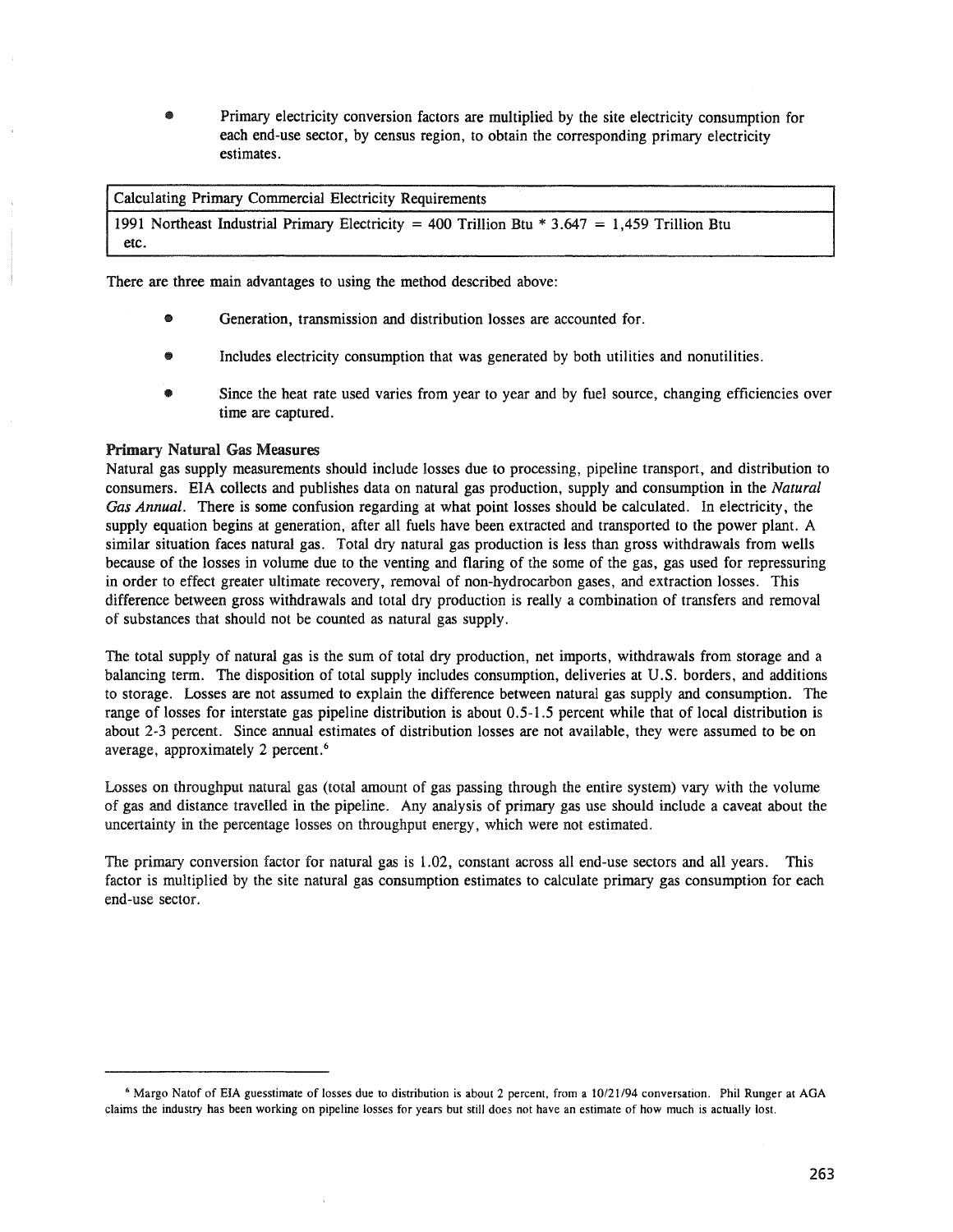- Primary electricity conversion factors are multiplied by the site electricity consumption for each end-use sector, by census region, to obtain the corresponding primary electricity estimates.

| Calculating Primary Commercial Electricity Requirements |
| --- |
| 1991 Northeast Industrial Primary Electricity = 400 Trillion Btu * 3.647 = 1,459 Trillion Btu etc. |

There are three main advantages to using the method described above:

- Generation, transmission and distribution losses are accounted for.
- Includes electricity consumption that was generated by both utilities and nonutilities.
- Since the heat rate used varies from year to year and by fuel source, changing efficiencies over time are captured.

**Primary Natural Gas Measures**

Natural gas supply measurements should include losses due to processing, pipeline transport, and distribution to consumers. EIA collects and publishes data on natural gas production, supply and consumption in the *Natural Gas Annual*. There is some confusion regarding at what point losses should be calculated. In electricity, the supply equation begins at generation, after all fuels have been extracted and transported to the power plant. A similar situation faces natural gas. Total dry natural gas production is less than gross withdrawals from wells because of the losses in volume due to the venting and flaring of the some of the gas, gas used for repressuring in order to effect greater ultimate recovery, removal of non-hydrocarbon gases, and extraction losses. This difference between gross withdrawals and total dry production is really a combination of transfers and removal of substances that should not be counted as natural gas supply.

The total supply of natural gas is the sum of total dry production, net imports, withdrawals from storage and a balancing term. The disposition of total supply includes consumption, deliveries at U.S. borders, and additions to storage. Losses are not assumed to explain the difference between natural gas supply and consumption. The range of losses for interstate gas pipeline distribution is about 0.5-1.5 percent while that of local distribution is about 2-3 percent. Since annual estimates of distribution losses are not available, they were assumed to be on average, approximately 2 percent.[6]

Losses on throughput natural gas (total amount of gas passing through the entire system) vary with the volume of gas and distance travelled in the pipeline. Any analysis of primary gas use should include a caveat about the uncertainty in the percentage losses on throughput energy, which were not estimated.

The primary conversion factor for natural gas is 1.02, constant across all end-use sectors and all years. This factor is multiplied by the site natural gas consumption estimates to calculate primary gas consumption for each end-use sector.

---

[6] Margo Natof of EIA guesstimate of losses due to distribution is about 2 percent, from a 10/21/94 conversation. Phil Runger at AGA claims the industry has been working on pipeline losses for years but still does not have an estimate of how much is actually lost.